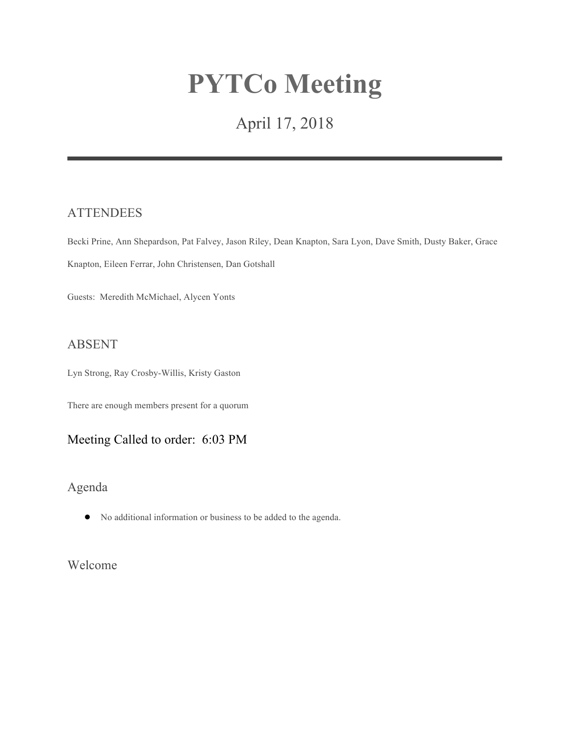# PYTCo Meeting

April 17, 2018

---

## ATTENDEES

Becki Prine, Ann Shepardson, Pat Falvey, Jason Riley, Dean Knapton, Sara Lyon, Dave Smith, Dusty Baker, Grace Knapton, Eileen Ferrar, John Christensen, Dan Gotshall

Guests: Meredith McMichael, Alycen Yonts

## ABSENT

Lyn Strong, Ray Crosby-Willis, Kristy Gaston

There are enough members present for a quorum

## Meeting Called to order: 6:03 PM

## Agenda

- No additional information or business to be added to the agenda.

## Welcome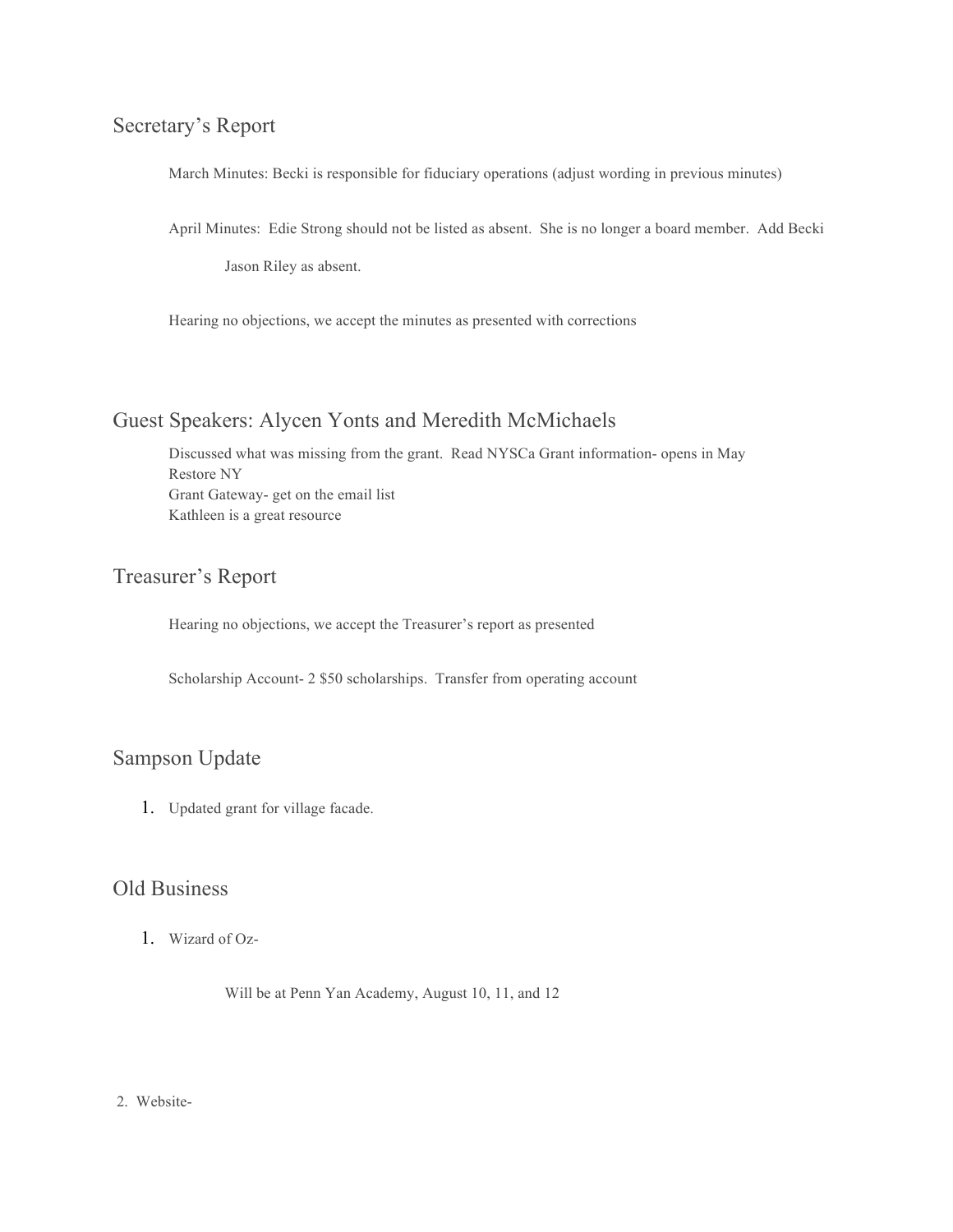## Secretary's Report

March Minutes: Becki is responsible for fiduciary operations (adjust wording in previous minutes)

April Minutes: Edie Strong should not be listed as absent. She is no longer a board member. Add Becki

Jason Riley as absent.

Hearing no objections, we accept the minutes as presented with corrections

## Guest Speakers: Alycen Yonts and Meredith McMichaels

Discussed what was missing from the grant. Read NYSCa Grant information- opens in May
Restore NY
Grant Gateway- get on the email list
Kathleen is a great resource

## Treasurer's Report

Hearing no objections, we accept the Treasurer's report as presented

Scholarship Account- 2 $50 scholarships. Transfer from operating account

## Sampson Update

1. Updated grant for village facade.

## Old Business

1. Wizard of Oz-

   Will be at Penn Yan Academy, August 10, 11, and 12

2. Website-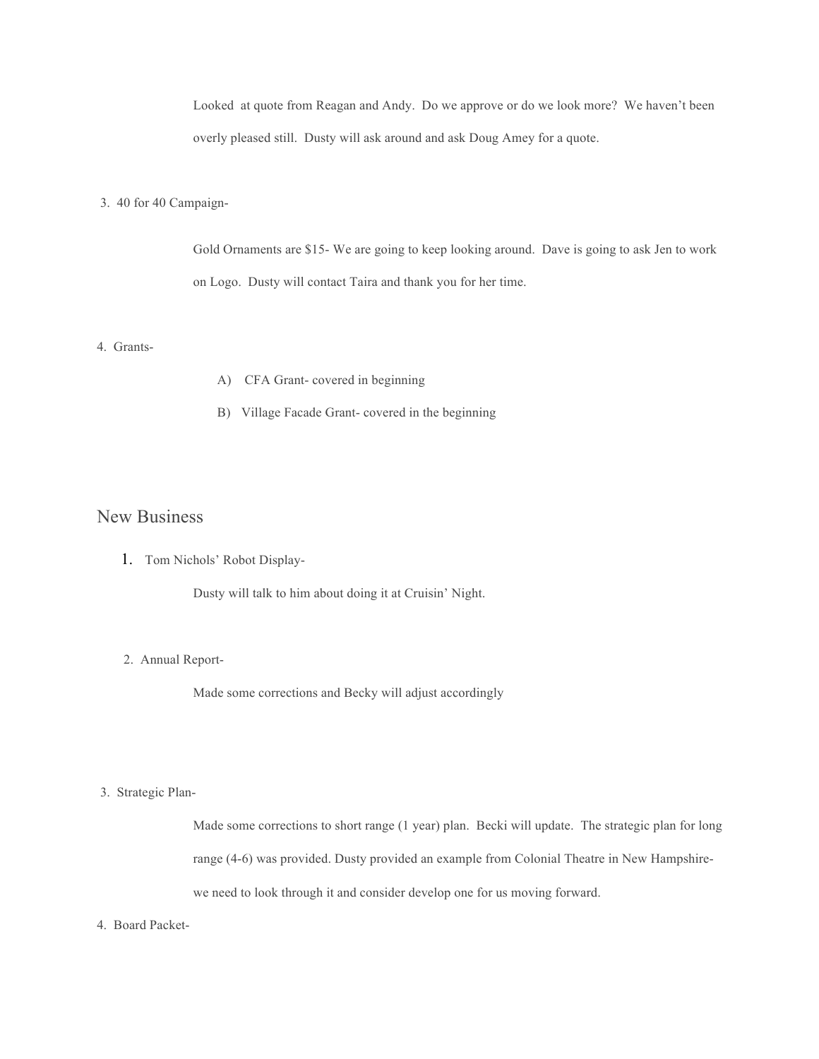Looked  at quote from Reagan and Andy.  Do we approve or do we look more?  We haven't been overly pleased still.  Dusty will ask around and ask Doug Amey for a quote.

3. 40 for 40 Campaign-

Gold Ornaments are $15- We are going to keep looking around.  Dave is going to ask Jen to work on Logo.  Dusty will contact Taira and thank you for her time.

4. Grants-

A) CFA Grant- covered in beginning

B) Village Facade Grant- covered in the beginning

## New Business

1. Tom Nichols' Robot Display-

Dusty will talk to him about doing it at Cruisin' Night.

2. Annual Report-

Made some corrections and Becky will adjust accordingly

3. Strategic Plan-

Made some corrections to short range (1 year) plan.  Becki will update.  The strategic plan for long range (4-6) was provided. Dusty provided an example from Colonial Theatre in New Hampshire- we need to look through it and consider develop one for us moving forward.

4. Board Packet-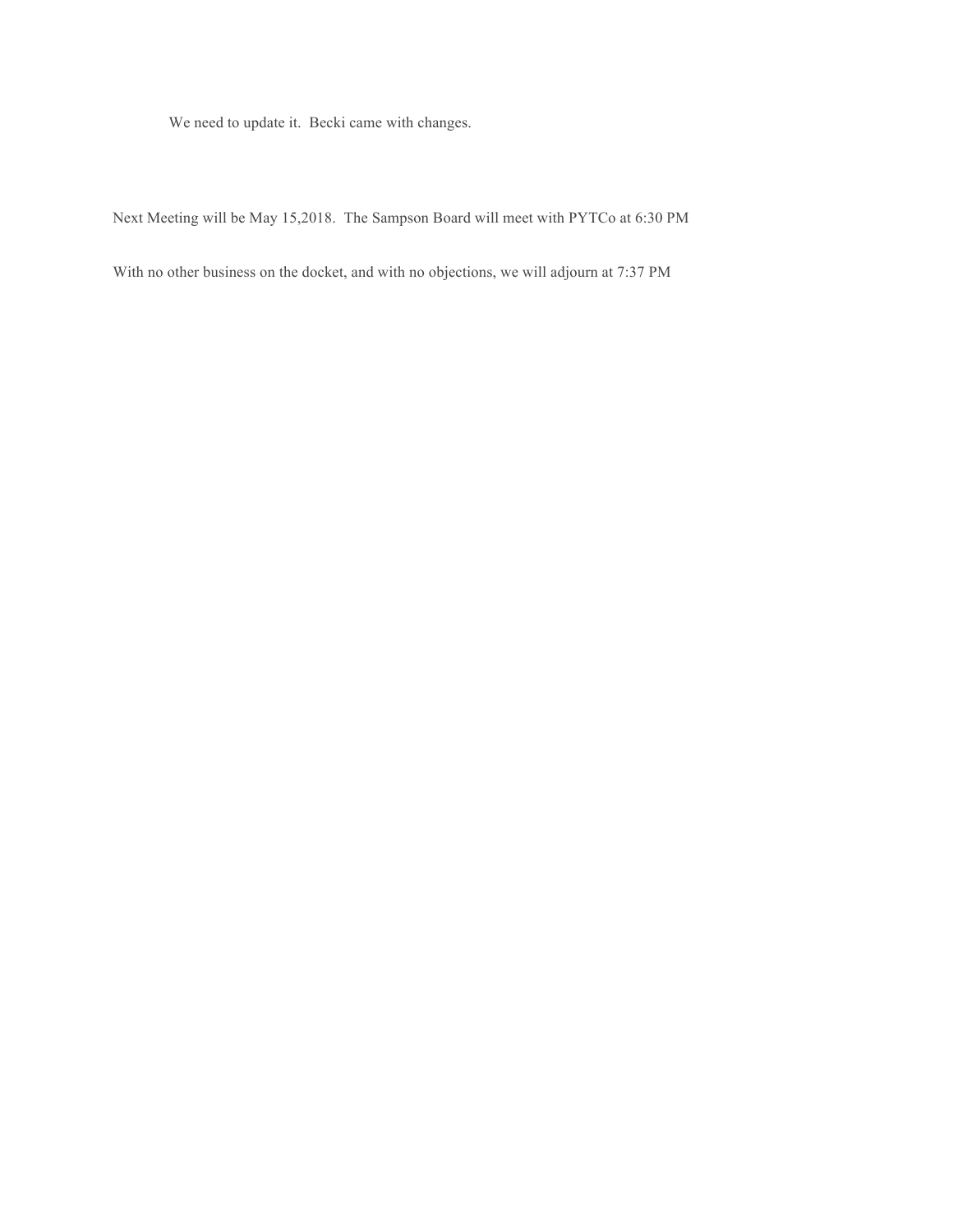We need to update it.  Becki came with changes.

Next Meeting will be May 15,2018.  The Sampson Board will meet with PYTCo at 6:30 PM

With no other business on the docket, and with no objections, we will adjourn at 7:37 PM